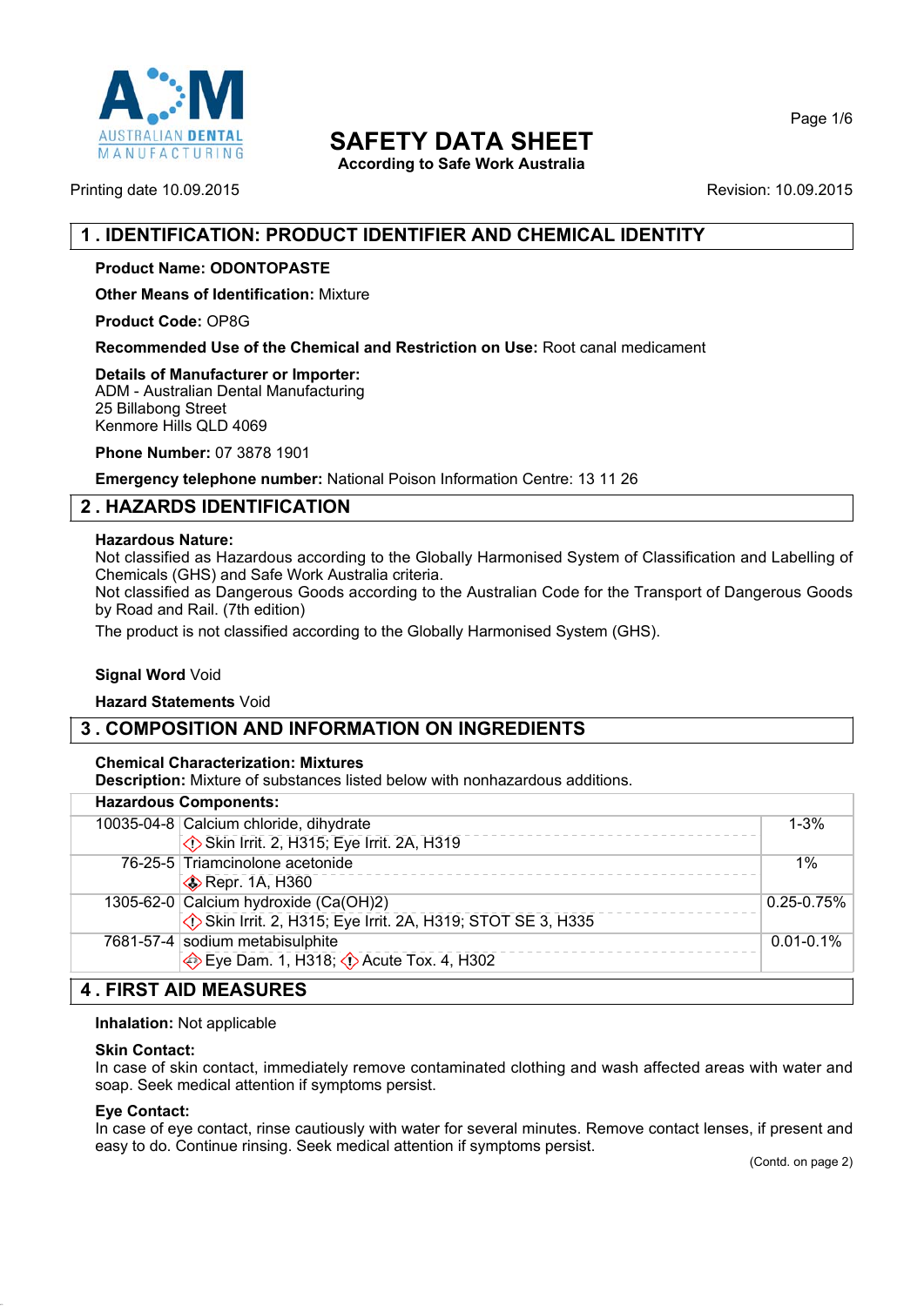# SAFETY DATA SHEET

According to Safe Work Australia

Printing date 10.09.2015

Revision: 10.09.2015

## 1 . IDENTIFICATION: PRODUCT IDENTIFIER AND CHEMICAL IDENTITY

**Product Name: ODONTOPASTE**

**Other Means of Identification:** Mixture

**Product Code:** OP8G

**Recommended Use of the Chemical and Restriction on Use:** Root canal medicament

**Details of Manufacturer or Importer:**
ADM - Australian Dental Manufacturing
25 Billabong Street
Kenmore Hills QLD 4069

**Phone Number:** 07 3878 1901

**Emergency telephone number:** National Poison Information Centre: 13 11 26

## 2 . HAZARDS IDENTIFICATION

**Hazardous Nature:**
Not classified as Hazardous according to the Globally Harmonised System of Classification and Labelling of Chemicals (GHS) and Safe Work Australia criteria.
Not classified as Dangerous Goods according to the Australian Code for the Transport of Dangerous Goods by Road and Rail. (7th edition)
The product is not classified according to the Globally Harmonised System (GHS).

**Signal Word** Void

**Hazard Statements** Void

## 3 . COMPOSITION AND INFORMATION ON INGREDIENTS

**Chemical Characterization: Mixtures**
**Description:** Mixture of substances listed below with nonhazardous additions.

**Hazardous Components:**

| CAS | Component / Classification | Concentration |
|---|---|---|
| 10035-04-8 | Calcium chloride, dihydrate | 1-3% |
| | Skin Irrit. 2, H315; Eye Irrit. 2A, H319 | |
| 76-25-5 | Triamcinolone acetonide | 1% |
| | Repr. 1A, H360 | |
| 1305-62-0 | Calcium hydroxide ($Ca(OH)_2$) | 0.25-0.75% |
| | Skin Irrit. 2, H315; Eye Irrit. 2A, H319; STOT SE 3, H335 | |
| 7681-57-4 | sodium metabisulphite | 0.01-0.1% |
| | Eye Dam. 1, H318; Acute Tox. 4, H302 | |

## 4 . FIRST AID MEASURES

**Inhalation:** Not applicable

**Skin Contact:**
In case of skin contact, immediately remove contaminated clothing and wash affected areas with water and soap. Seek medical attention if symptoms persist.

**Eye Contact:**
In case of eye contact, rinse cautiously with water for several minutes. Remove contact lenses, if present and easy to do. Continue rinsing. Seek medical attention if symptoms persist.

(Contd. on page 2)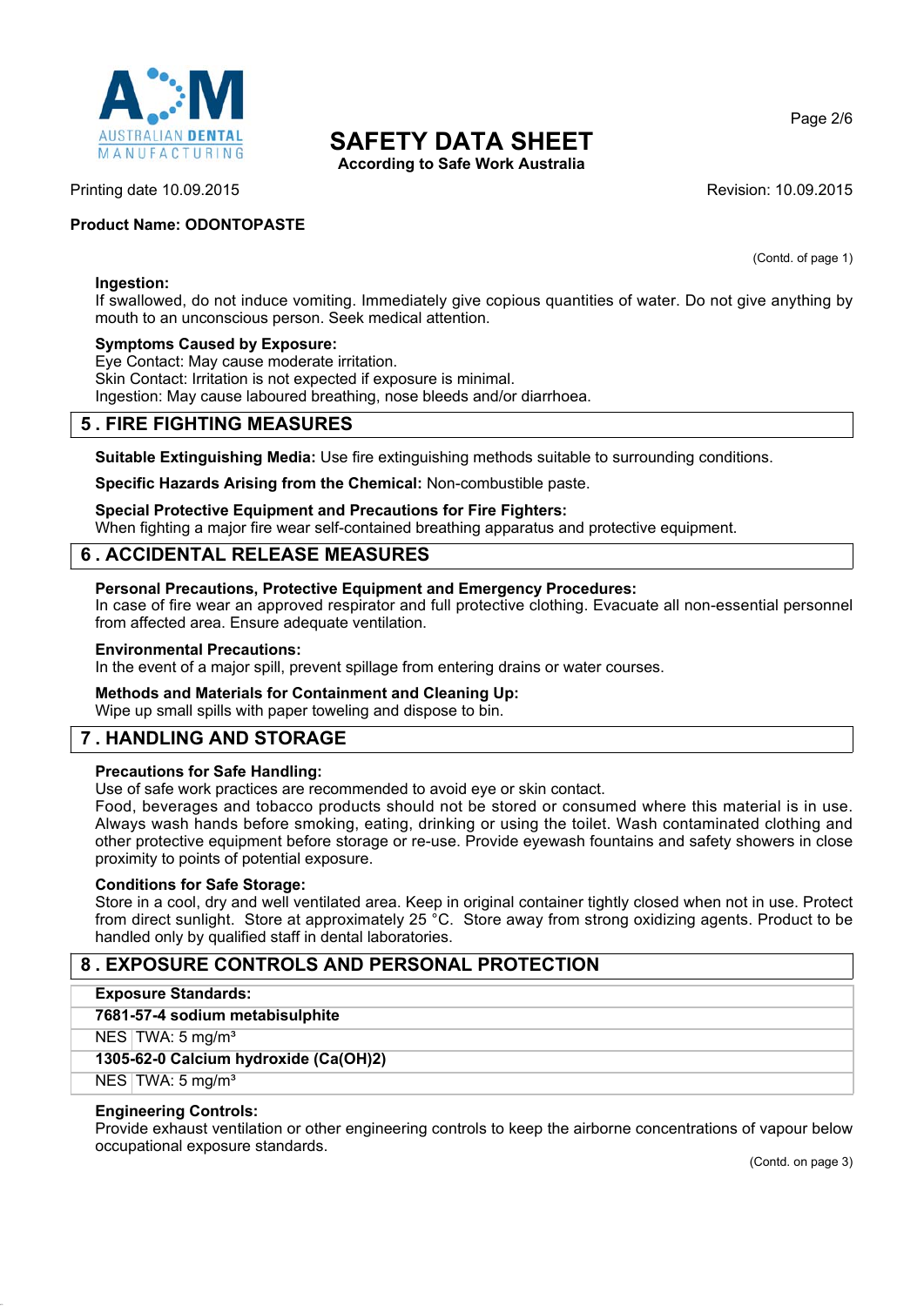(Contd. of page 1)

**Ingestion:**
If swallowed, do not induce vomiting. Immediately give copious quantities of water. Do not give anything by mouth to an unconscious person. Seek medical attention.

**Symptoms Caused by Exposure:**
Eye Contact: May cause moderate irritation.
Skin Contact: Irritation is not expected if exposure is minimal.
Ingestion: May cause laboured breathing, nose bleeds and/or diarrhoea.

## 5 . FIRE FIGHTING MEASURES

**Suitable Extinguishing Media:** Use fire extinguishing methods suitable to surrounding conditions.

**Specific Hazards Arising from the Chemical:** Non-combustible paste.

**Special Protective Equipment and Precautions for Fire Fighters:**
When fighting a major fire wear self-contained breathing apparatus and protective equipment.

## 6 . ACCIDENTAL RELEASE MEASURES

**Personal Precautions, Protective Equipment and Emergency Procedures:**
In case of fire wear an approved respirator and full protective clothing. Evacuate all non-essential personnel from affected area. Ensure adequate ventilation.

**Environmental Precautions:**
In the event of a major spill, prevent spillage from entering drains or water courses.

**Methods and Materials for Containment and Cleaning Up:**
Wipe up small spills with paper toweling and dispose to bin.

## 7 . HANDLING AND STORAGE

**Precautions for Safe Handling:**
Use of safe work practices are recommended to avoid eye or skin contact.
Food, beverages and tobacco products should not be stored or consumed where this material is in use. Always wash hands before smoking, eating, drinking or using the toilet. Wash contaminated clothing and other protective equipment before storage or re-use. Provide eyewash fountains and safety showers in close proximity to points of potential exposure.

**Conditions for Safe Storage:**
Store in a cool, dry and well ventilated area. Keep in original container tightly closed when not in use. Protect from direct sunlight. Store at approximately 25 °C. Store away from strong oxidizing agents. Product to be handled only by qualified staff in dental laboratories.

## 8 . EXPOSURE CONTROLS AND PERSONAL PROTECTION

| **Exposure Standards:** | |
|---|---|
| **7681-57-4 sodium metabisulphite** | |
| NES | TWA: 5 mg/m³ |
| **1305-62-0 Calcium hydroxide (Ca(OH)2)** | |
| NES | TWA: 5 mg/m³ |

**Engineering Controls:**
Provide exhaust ventilation or other engineering controls to keep the airborne concentrations of vapour below occupational exposure standards.

(Contd. on page 3)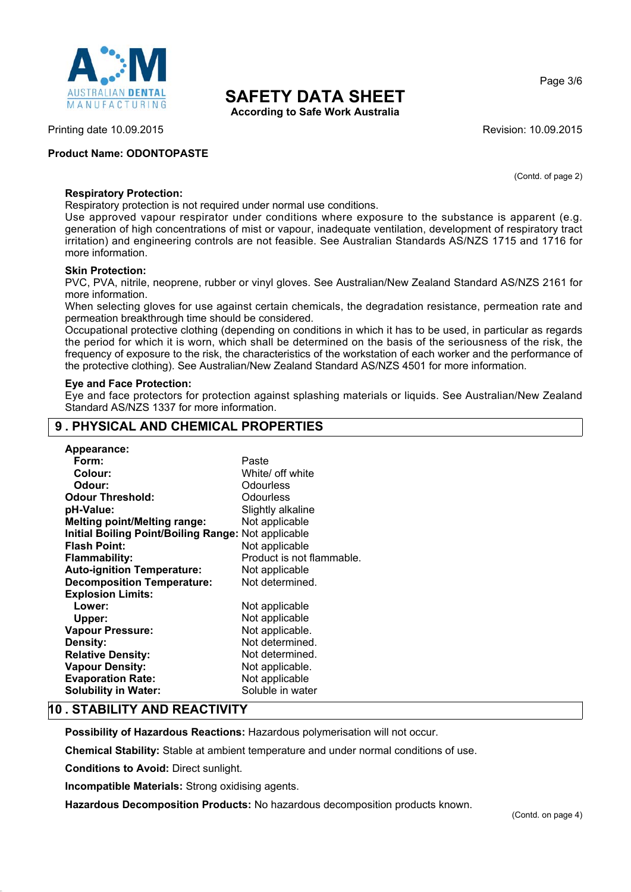(Contd. of page 2)

**Respiratory Protection:**
Respiratory protection is not required under normal use conditions.
Use approved vapour respirator under conditions where exposure to the substance is apparent (e.g. generation of high concentrations of mist or vapour, inadequate ventilation, development of respiratory tract irritation) and engineering controls are not feasible. See Australian Standards AS/NZS 1715 and 1716 for more information.

**Skin Protection:**
PVC, PVA, nitrile, neoprene, rubber or vinyl gloves. See Australian/New Zealand Standard AS/NZS 2161 for more information.
When selecting gloves for use against certain chemicals, the degradation resistance, permeation rate and permeation breakthrough time should be considered.
Occupational protective clothing (depending on conditions in which it has to be used, in particular as regards the period for which it is worn, which shall be determined on the basis of the seriousness of the risk, the frequency of exposure to the risk, the characteristics of the workstation of each worker and the performance of the protective clothing). See Australian/New Zealand Standard AS/NZS 4501 for more information.

**Eye and Face Protection:**
Eye and face protectors for protection against splashing materials or liquids. See Australian/New Zealand Standard AS/NZS 1337 for more information.

## 9 . PHYSICAL AND CHEMICAL PROPERTIES

| | |
|---|---|
| **Appearance:** | |
| **Form:** | Paste |
| **Colour:** | White/ off white |
| **Odour:** | Odourless |
| **Odour Threshold:** | Odourless |
| **pH-Value:** | Slightly alkaline |
| **Melting point/Melting range:** | Not applicable |
| **Initial Boiling Point/Boiling Range:** | Not applicable |
| **Flash Point:** | Not applicable |
| **Flammability:** | Product is not flammable. |
| **Auto-ignition Temperature:** | Not applicable |
| **Decomposition Temperature:** | Not determined. |
| **Explosion Limits:** | |
| **Lower:** | Not applicable |
| **Upper:** | Not applicable |
| **Vapour Pressure:** | Not applicable. |
| **Density:** | Not determined. |
| **Relative Density:** | Not determined. |
| **Vapour Density:** | Not applicable. |
| **Evaporation Rate:** | Not applicable |
| **Solubility in Water:** | Soluble in water |

## 10 . STABILITY AND REACTIVITY

**Possibility of Hazardous Reactions:** Hazardous polymerisation will not occur.

**Chemical Stability:** Stable at ambient temperature and under normal conditions of use.

**Conditions to Avoid:** Direct sunlight.

**Incompatible Materials:** Strong oxidising agents.

**Hazardous Decomposition Products:** No hazardous decomposition products known.

(Contd. on page 4)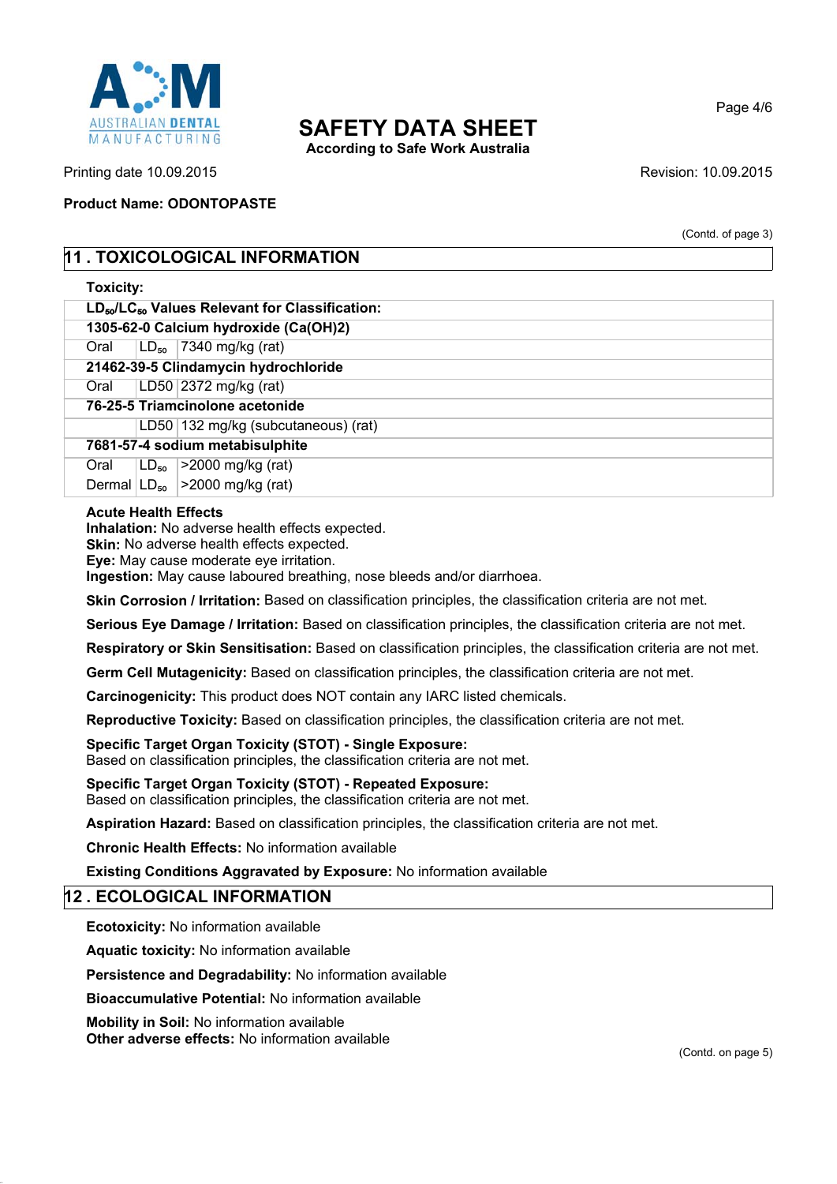(Contd. of page 3)

## 11 . TOXICOLOGICAL INFORMATION

**Toxicity:**

| **$LD_{50}/LC_{50}$ Values Relevant for Classification:** | | |
|---|---|---|
| **1305-62-0 Calcium hydroxide ($Ca(OH)_2$)** | | |
| Oral | $LD_{50}$ | 7340 mg/kg (rat) |
| **21462-39-5 Clindamycin hydrochloride** | | |
| Oral | LD50 | 2372 mg/kg (rat) |
| **76-25-5 Triamcinolone acetonide** | | |
| | LD50 | 132 mg/kg (subcutaneous) (rat) |
| **7681-57-4 sodium metabisulphite** | | |
| Oral | $LD_{50}$ | >2000 mg/kg (rat) |
| Dermal | $LD_{50}$ | >2000 mg/kg (rat) |

**Acute Health Effects**
**Inhalation:** No adverse health effects expected.
**Skin:** No adverse health effects expected.
**Eye:** May cause moderate eye irritation.
**Ingestion:** May cause laboured breathing, nose bleeds and/or diarrhoea.

**Skin Corrosion / Irritation:** Based on classification principles, the classification criteria are not met.

**Serious Eye Damage / Irritation:** Based on classification principles, the classification criteria are not met.

**Respiratory or Skin Sensitisation:** Based on classification principles, the classification criteria are not met.

**Germ Cell Mutagenicity:** Based on classification principles, the classification criteria are not met.

**Carcinogenicity:** This product does NOT contain any IARC listed chemicals.

**Reproductive Toxicity:** Based on classification principles, the classification criteria are not met.

**Specific Target Organ Toxicity (STOT) - Single Exposure:**
Based on classification principles, the classification criteria are not met.

**Specific Target Organ Toxicity (STOT) - Repeated Exposure:**
Based on classification principles, the classification criteria are not met.

**Aspiration Hazard:** Based on classification principles, the classification criteria are not met.

**Chronic Health Effects:** No information available

**Existing Conditions Aggravated by Exposure:** No information available

## 12 . ECOLOGICAL INFORMATION

**Ecotoxicity:** No information available

**Aquatic toxicity:** No information available

**Persistence and Degradability:** No information available

**Bioaccumulative Potential:** No information available

**Mobility in Soil:** No information available
**Other adverse effects:** No information available

(Contd. on page 5)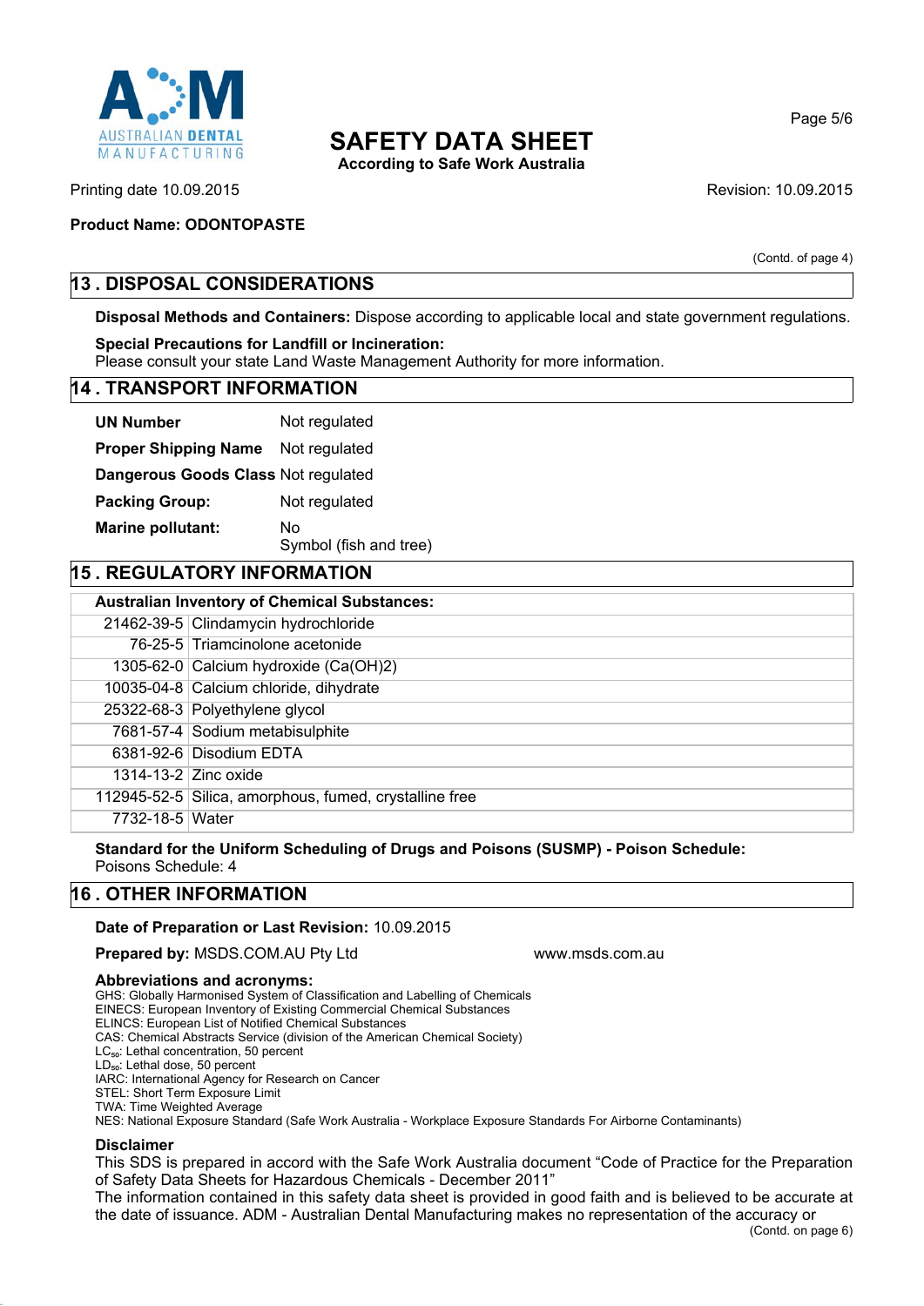**Product Name: ODONTOPASTE**

(Contd. of page 4)

## 13 . DISPOSAL CONSIDERATIONS

**Disposal Methods and Containers:** Dispose according to applicable local and state government regulations.

**Special Precautions for Landfill or Incineration:**
Please consult your state Land Waste Management Authority for more information.

## 14 . TRANSPORT INFORMATION

| | |
|---|---|
| **UN Number** | Not regulated |
| **Proper Shipping Name** | Not regulated |
| **Dangerous Goods Class** | Not regulated |
| **Packing Group:** | Not regulated |
| **Marine pollutant:** | No<br>Symbol (fish and tree) |

## 15 . REGULATORY INFORMATION

| **Australian Inventory of Chemical Substances:** | |
|---|---|
| 21462-39-5 | Clindamycin hydrochloride |
| 76-25-5 | Triamcinolone acetonide |
| 1305-62-0 | Calcium hydroxide ($Ca(OH)2$) |
| 10035-04-8 | Calcium chloride, dihydrate |
| 25322-68-3 | Polyethylene glycol |
| 7681-57-4 | Sodium metabisulphite |
| 6381-92-6 | Disodium EDTA |
| 1314-13-2 | Zinc oxide |
| 112945-52-5 | Silica, amorphous, fumed, crystalline free |
| 7732-18-5 | Water |

**Standard for the Uniform Scheduling of Drugs and Poisons (SUSMP) - Poison Schedule:**
Poisons Schedule: 4

## 16 . OTHER INFORMATION

**Date of Preparation or Last Revision:** 10.09.2015

**Prepared by:** MSDS.COM.AU Pty Ltd www.msds.com.au

**Abbreviations and acronyms:**
GHS: Globally Harmonised System of Classification and Labelling of Chemicals
EINECS: European Inventory of Existing Commercial Chemical Substances
ELINCS: European List of Notified Chemical Substances
CAS: Chemical Abstracts Service (division of the American Chemical Society)
$LC_{50}$: Lethal concentration, 50 percent
$LD_{50}$: Lethal dose, 50 percent
IARC: International Agency for Research on Cancer
STEL: Short Term Exposure Limit
TWA: Time Weighted Average
NES: National Exposure Standard (Safe Work Australia - Workplace Exposure Standards For Airborne Contaminants)

**Disclaimer**
This SDS is prepared in accord with the Safe Work Australia document "Code of Practice for the Preparation of Safety Data Sheets for Hazardous Chemicals - December 2011"
The information contained in this safety data sheet is provided in good faith and is believed to be accurate at the date of issuance. ADM - Australian Dental Manufacturing makes no representation of the accuracy or

(Contd. on page 6)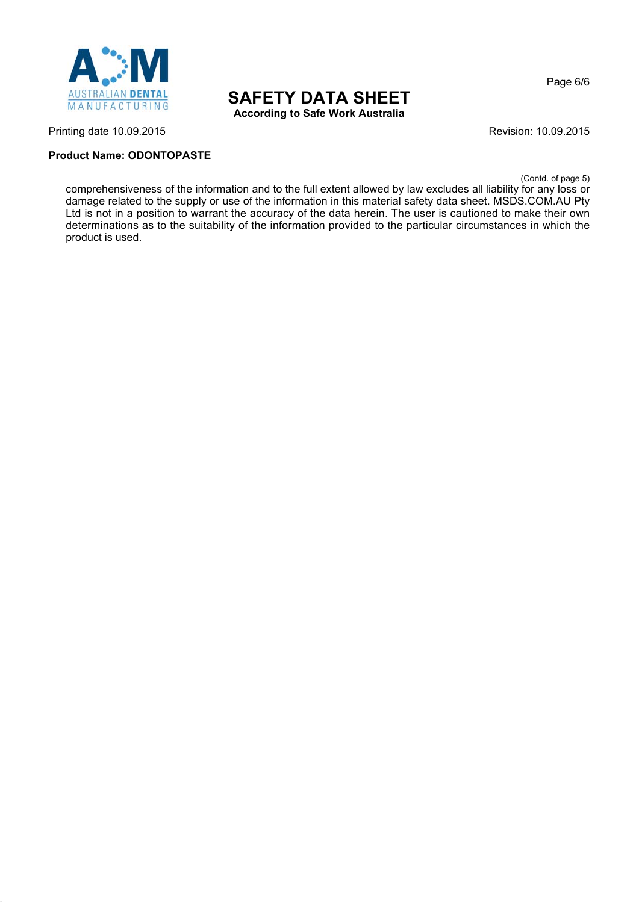(Contd. of page 5)

comprehensiveness of the information and to the full extent allowed by law excludes all liability for any loss or damage related to the supply or use of the information in this material safety data sheet. MSDS.COM.AU Pty Ltd is not in a position to warrant the accuracy of the data herein. The user is cautioned to make their own determinations as to the suitability of the information provided to the particular circumstances in which the product is used.